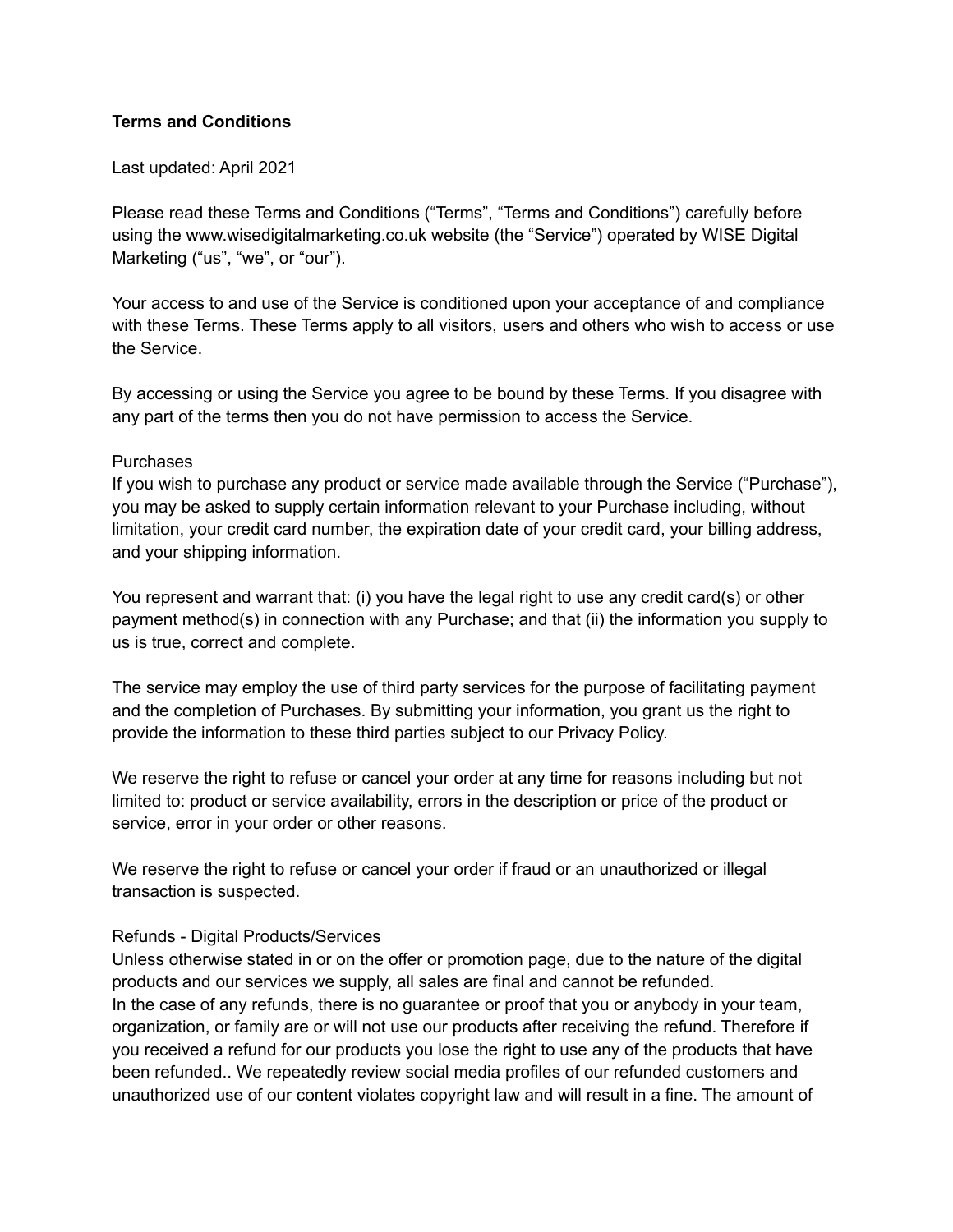**Terms and Conditions**

Last updated: April 2021

Please read these Terms and Conditions ("Terms", "Terms and Conditions") carefully before using the www.wisedigitalmarketing.co.uk website (the "Service") operated by WISE Digital Marketing ("us", "we", or "our").

Your access to and use of the Service is conditioned upon your acceptance of and compliance with these Terms. These Terms apply to all visitors, users and others who wish to access or use the Service.

By accessing or using the Service you agree to be bound by these Terms. If you disagree with any part of the terms then you do not have permission to access the Service.

Purchases

If you wish to purchase any product or service made available through the Service ("Purchase"), you may be asked to supply certain information relevant to your Purchase including, without limitation, your credit card number, the expiration date of your credit card, your billing address, and your shipping information.

You represent and warrant that: (i) you have the legal right to use any credit card(s) or other payment method(s) in connection with any Purchase; and that (ii) the information you supply to us is true, correct and complete.

The service may employ the use of third party services for the purpose of facilitating payment and the completion of Purchases. By submitting your information, you grant us the right to provide the information to these third parties subject to our Privacy Policy.

We reserve the right to refuse or cancel your order at any time for reasons including but not limited to: product or service availability, errors in the description or price of the product or service, error in your order or other reasons.

We reserve the right to refuse or cancel your order if fraud or an unauthorized or illegal transaction is suspected.

Refunds - Digital Products/Services

Unless otherwise stated in or on the offer or promotion page, due to the nature of the digital products and our services we supply, all sales are final and cannot be refunded.

In the case of any refunds, there is no guarantee or proof that you or anybody in your team, organization, or family are or will not use our products after receiving the refund. Therefore if you received a refund for our products you lose the right to use any of the products that have been refunded.. We repeatedly review social media profiles of our refunded customers and unauthorized use of our content violates copyright law and will result in a fine. The amount of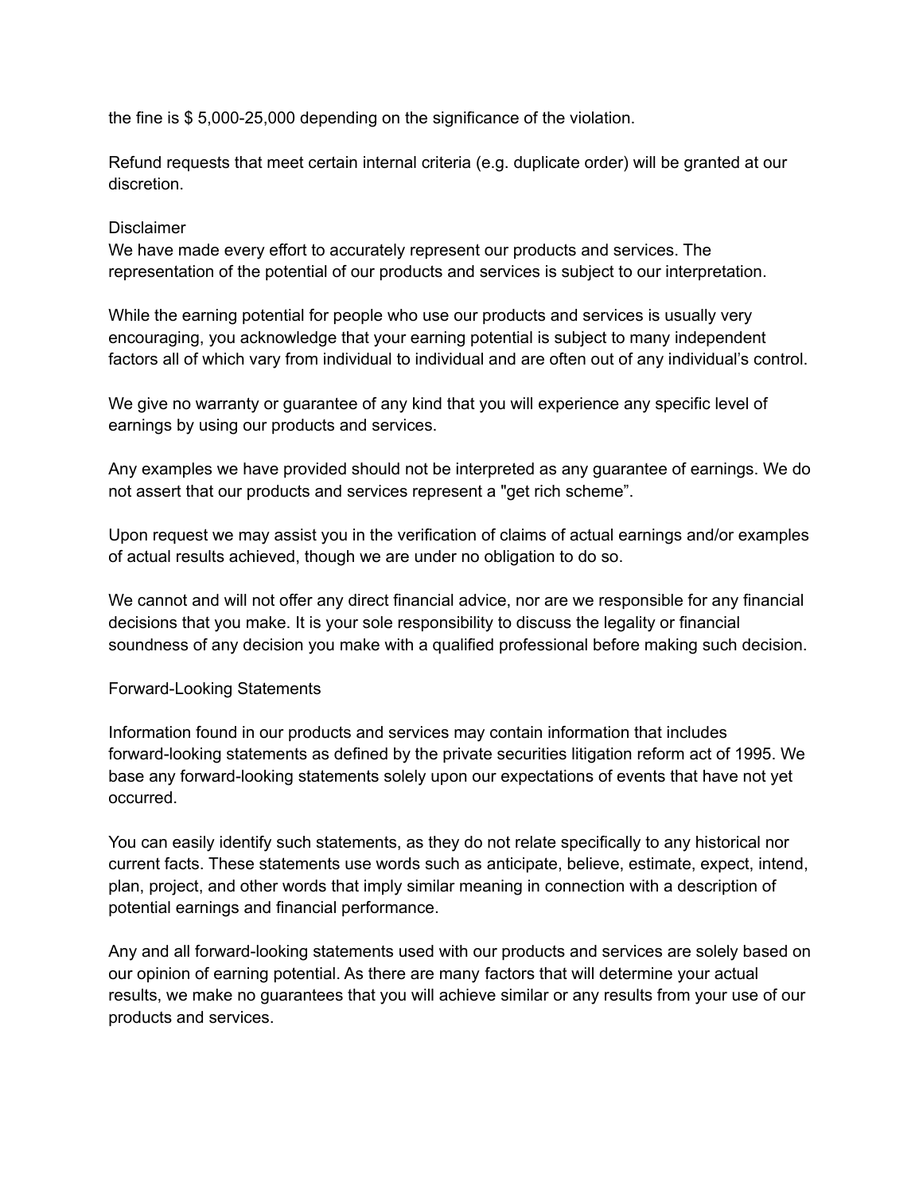the fine is $ 5,000-25,000 depending on the significance of the violation.

Refund requests that meet certain internal criteria (e.g. duplicate order) will be granted at our discretion.

## Disclaimer

We have made every effort to accurately represent our products and services. The representation of the potential of our products and services is subject to our interpretation.

While the earning potential for people who use our products and services is usually very encouraging, you acknowledge that your earning potential is subject to many independent factors all of which vary from individual to individual and are often out of any individual's control.

We give no warranty or guarantee of any kind that you will experience any specific level of earnings by using our products and services.

Any examples we have provided should not be interpreted as any guarantee of earnings. We do not assert that our products and services represent a "get rich scheme".

Upon request we may assist you in the verification of claims of actual earnings and/or examples of actual results achieved, though we are under no obligation to do so.

We cannot and will not offer any direct financial advice, nor are we responsible for any financial decisions that you make. It is your sole responsibility to discuss the legality or financial soundness of any decision you make with a qualified professional before making such decision.

## Forward-Looking Statements

Information found in our products and services may contain information that includes forward-looking statements as defined by the private securities litigation reform act of 1995. We base any forward-looking statements solely upon our expectations of events that have not yet occurred.

You can easily identify such statements, as they do not relate specifically to any historical nor current facts. These statements use words such as anticipate, believe, estimate, expect, intend, plan, project, and other words that imply similar meaning in connection with a description of potential earnings and financial performance.

Any and all forward-looking statements used with our products and services are solely based on our opinion of earning potential. As there are many factors that will determine your actual results, we make no guarantees that you will achieve similar or any results from your use of our products and services.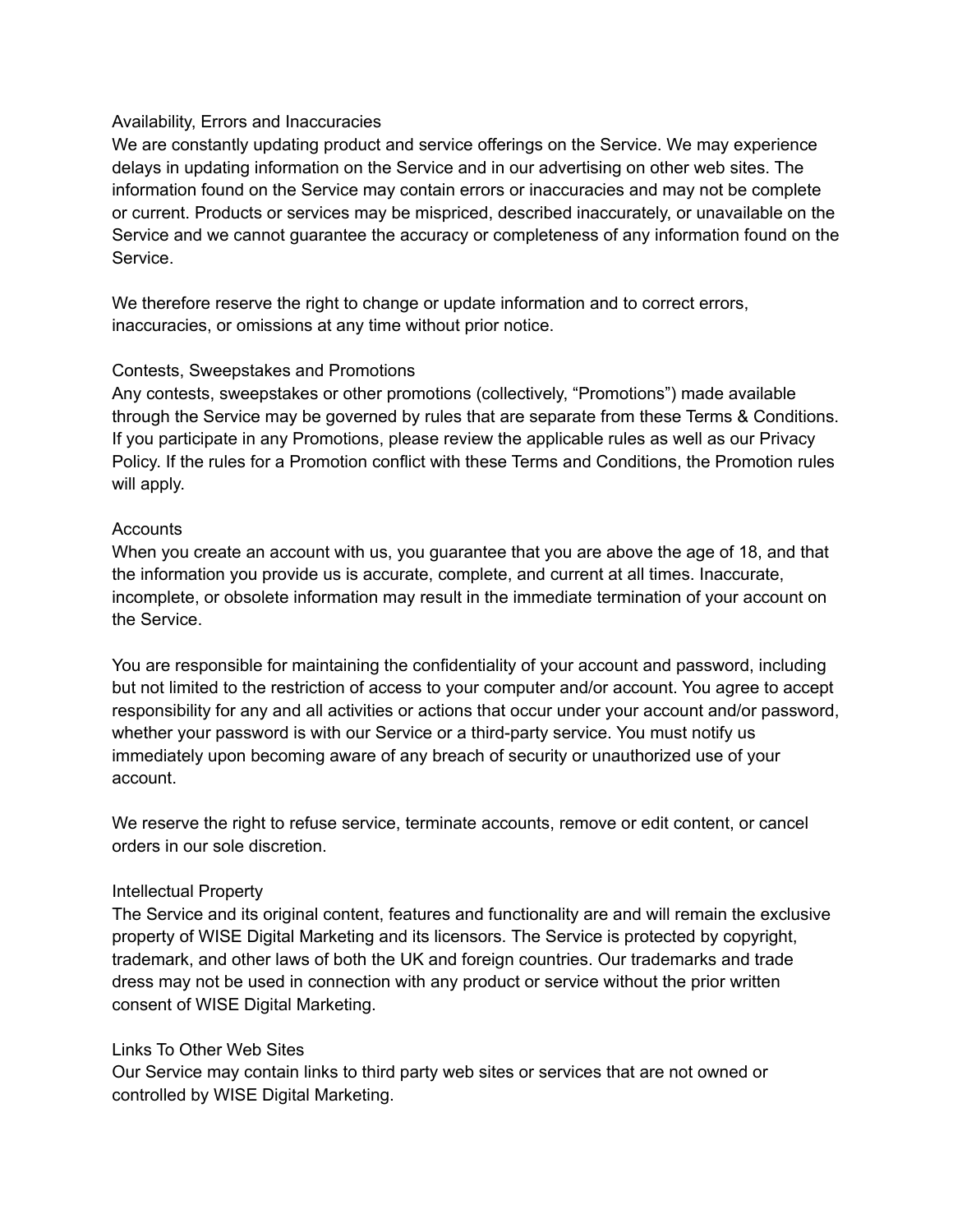## Availability, Errors and Inaccuracies

We are constantly updating product and service offerings on the Service. We may experience delays in updating information on the Service and in our advertising on other web sites. The information found on the Service may contain errors or inaccuracies and may not be complete or current. Products or services may be mispriced, described inaccurately, or unavailable on the Service and we cannot guarantee the accuracy or completeness of any information found on the Service.

We therefore reserve the right to change or update information and to correct errors, inaccuracies, or omissions at any time without prior notice.

## Contests, Sweepstakes and Promotions

Any contests, sweepstakes or other promotions (collectively, “Promotions”) made available through the Service may be governed by rules that are separate from these Terms & Conditions. If you participate in any Promotions, please review the applicable rules as well as our Privacy Policy. If the rules for a Promotion conflict with these Terms and Conditions, the Promotion rules will apply.

## Accounts

When you create an account with us, you guarantee that you are above the age of 18, and that the information you provide us is accurate, complete, and current at all times. Inaccurate, incomplete, or obsolete information may result in the immediate termination of your account on the Service.

You are responsible for maintaining the confidentiality of your account and password, including but not limited to the restriction of access to your computer and/or account. You agree to accept responsibility for any and all activities or actions that occur under your account and/or password, whether your password is with our Service or a third-party service. You must notify us immediately upon becoming aware of any breach of security or unauthorized use of your account.

We reserve the right to refuse service, terminate accounts, remove or edit content, or cancel orders in our sole discretion.

## Intellectual Property

The Service and its original content, features and functionality are and will remain the exclusive property of WISE Digital Marketing and its licensors. The Service is protected by copyright, trademark, and other laws of both the UK and foreign countries. Our trademarks and trade dress may not be used in connection with any product or service without the prior written consent of WISE Digital Marketing.

## Links To Other Web Sites

Our Service may contain links to third party web sites or services that are not owned or controlled by WISE Digital Marketing.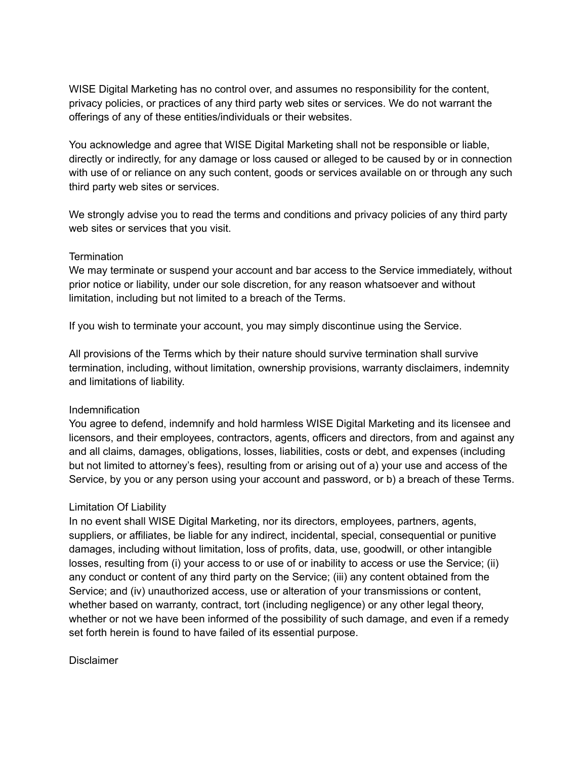WISE Digital Marketing has no control over, and assumes no responsibility for the content, privacy policies, or practices of any third party web sites or services. We do not warrant the offerings of any of these entities/individuals or their websites.

You acknowledge and agree that WISE Digital Marketing shall not be responsible or liable, directly or indirectly, for any damage or loss caused or alleged to be caused by or in connection with use of or reliance on any such content, goods or services available on or through any such third party web sites or services.

We strongly advise you to read the terms and conditions and privacy policies of any third party web sites or services that you visit.

## Termination

We may terminate or suspend your account and bar access to the Service immediately, without prior notice or liability, under our sole discretion, for any reason whatsoever and without limitation, including but not limited to a breach of the Terms.

If you wish to terminate your account, you may simply discontinue using the Service.

All provisions of the Terms which by their nature should survive termination shall survive termination, including, without limitation, ownership provisions, warranty disclaimers, indemnity and limitations of liability.

## Indemnification

You agree to defend, indemnify and hold harmless WISE Digital Marketing and its licensee and licensors, and their employees, contractors, agents, officers and directors, from and against any and all claims, damages, obligations, losses, liabilities, costs or debt, and expenses (including but not limited to attorney's fees), resulting from or arising out of a) your use and access of the Service, by you or any person using your account and password, or b) a breach of these Terms.

## Limitation Of Liability

In no event shall WISE Digital Marketing, nor its directors, employees, partners, agents, suppliers, or affiliates, be liable for any indirect, incidental, special, consequential or punitive damages, including without limitation, loss of profits, data, use, goodwill, or other intangible losses, resulting from (i) your access to or use of or inability to access or use the Service; (ii) any conduct or content of any third party on the Service; (iii) any content obtained from the Service; and (iv) unauthorized access, use or alteration of your transmissions or content, whether based on warranty, contract, tort (including negligence) or any other legal theory, whether or not we have been informed of the possibility of such damage, and even if a remedy set forth herein is found to have failed of its essential purpose.

## Disclaimer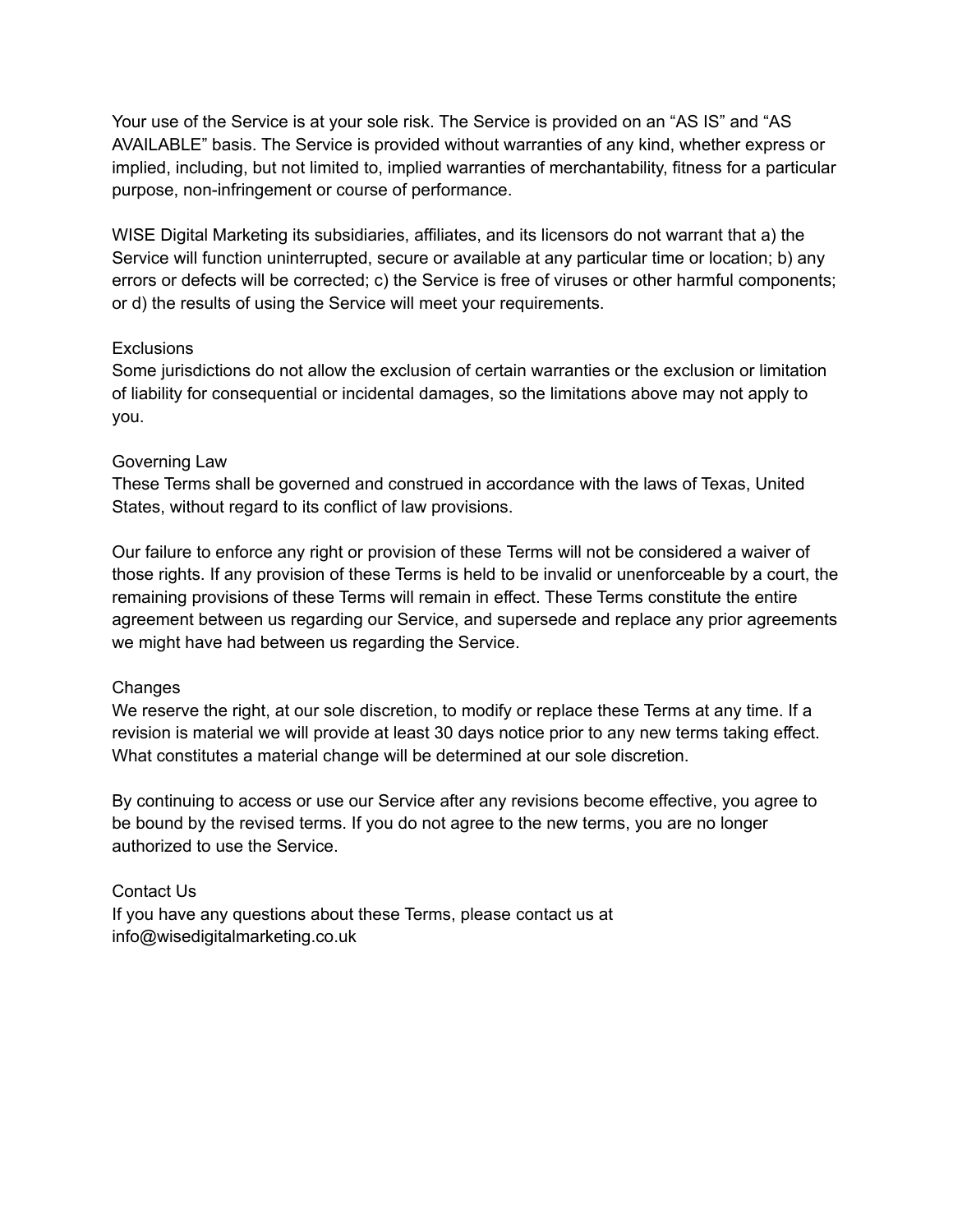Your use of the Service is at your sole risk. The Service is provided on an "AS IS" and "AS AVAILABLE" basis. The Service is provided without warranties of any kind, whether express or implied, including, but not limited to, implied warranties of merchantability, fitness for a particular purpose, non-infringement or course of performance.

WISE Digital Marketing its subsidiaries, affiliates, and its licensors do not warrant that a) the Service will function uninterrupted, secure or available at any particular time or location; b) any errors or defects will be corrected; c) the Service is free of viruses or other harmful components; or d) the results of using the Service will meet your requirements.

## Exclusions

Some jurisdictions do not allow the exclusion of certain warranties or the exclusion or limitation of liability for consequential or incidental damages, so the limitations above may not apply to you.

## Governing Law

These Terms shall be governed and construed in accordance with the laws of Texas, United States, without regard to its conflict of law provisions.

Our failure to enforce any right or provision of these Terms will not be considered a waiver of those rights. If any provision of these Terms is held to be invalid or unenforceable by a court, the remaining provisions of these Terms will remain in effect. These Terms constitute the entire agreement between us regarding our Service, and supersede and replace any prior agreements we might have had between us regarding the Service.

## Changes

We reserve the right, at our sole discretion, to modify or replace these Terms at any time. If a revision is material we will provide at least 30 days notice prior to any new terms taking effect. What constitutes a material change will be determined at our sole discretion.

By continuing to access or use our Service after any revisions become effective, you agree to be bound by the revised terms. If you do not agree to the new terms, you are no longer authorized to use the Service.

## Contact Us

If you have any questions about these Terms, please contact us at info@wisedigitalmarketing.co.uk